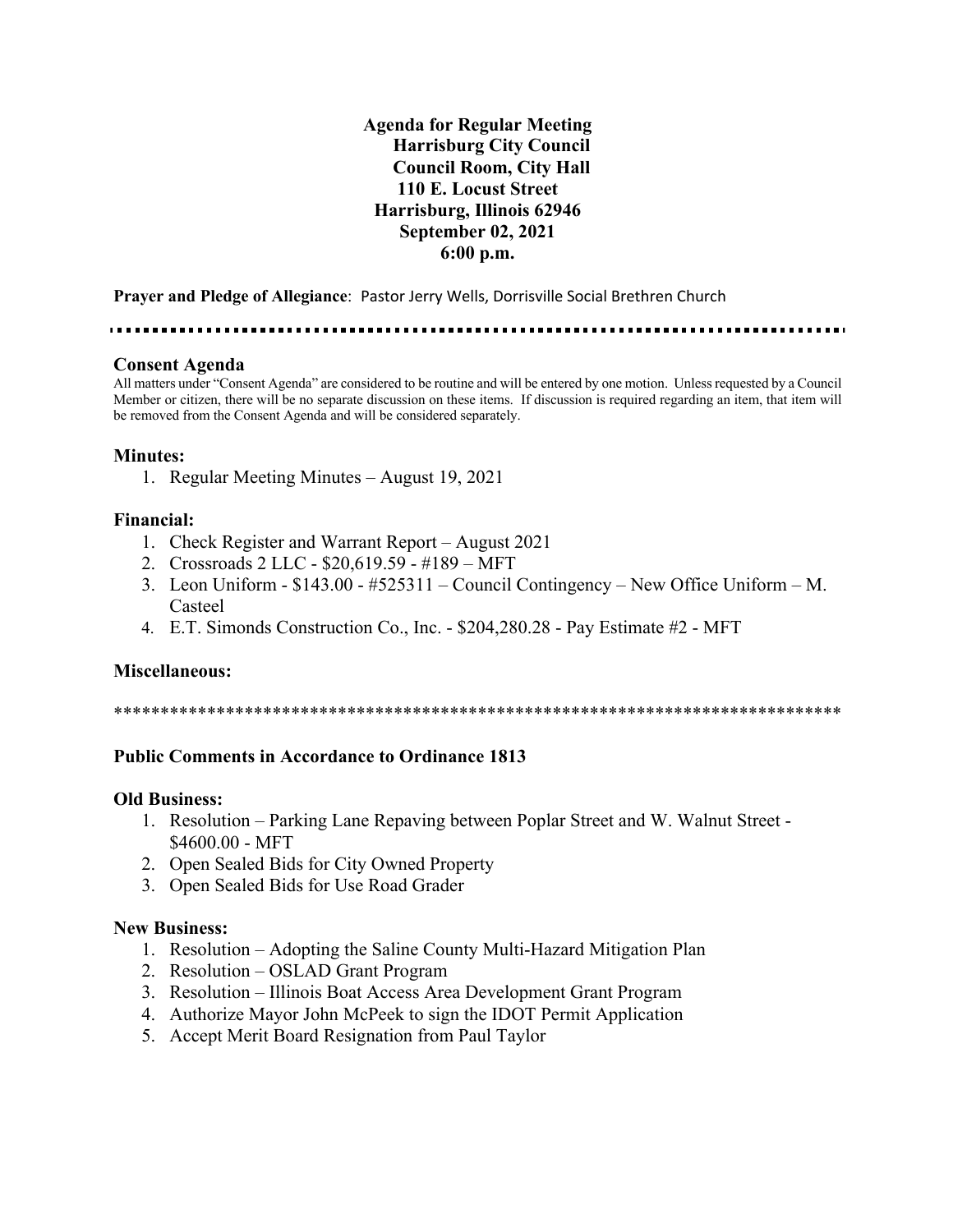# Agenda for Regular Meeting
## Harrisburg City Council
## Council Room, City Hall
## 110 E. Locust Street
## Harrisburg, Illinois 62946
## September 02, 2021
## 6:00 p.m.

**Prayer and Pledge of Allegiance**: Pastor Jerry Wells, Dorrisville Social Brethren Church

---

### Consent Agenda

All matters under "Consent Agenda" are considered to be routine and will be entered by one motion. Unless requested by a Council Member or citizen, there will be no separate discussion on these items. If discussion is required regarding an item, that item will be removed from the Consent Agenda and will be considered separately.

### Minutes:

1. Regular Meeting Minutes – August 19, 2021

### Financial:

1. Check Register and Warrant Report – August 2021
2. Crossroads 2 LLC - $20,619.59 - #189 – MFT
3. Leon Uniform - $143.00 - #525311 – Council Contingency – New Office Uniform – M. Casteel
4. E.T. Simonds Construction Co., Inc. - $204,280.28 - Pay Estimate #2 - MFT

### Miscellaneous:

*******************************************************************************

### Public Comments in Accordance to Ordinance 1813

### Old Business:

1. Resolution – Parking Lane Repaving between Poplar Street and W. Walnut Street - $4600.00 - MFT
2. Open Sealed Bids for City Owned Property
3. Open Sealed Bids for Use Road Grader

### New Business:

1. Resolution – Adopting the Saline County Multi-Hazard Mitigation Plan
2. Resolution – OSLAD Grant Program
3. Resolution – Illinois Boat Access Area Development Grant Program
4. Authorize Mayor John McPeek to sign the IDOT Permit Application
5. Accept Merit Board Resignation from Paul Taylor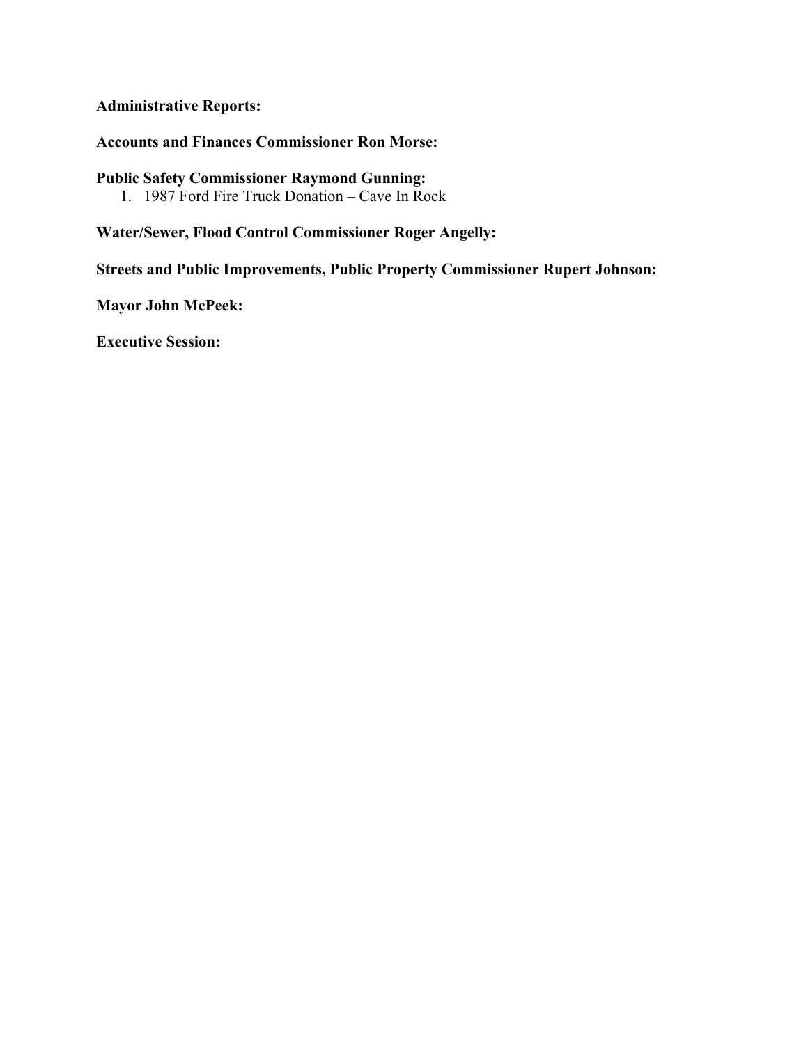**Administrative Reports:**

**Accounts and Finances Commissioner Ron Morse:**

**Public Safety Commissioner Raymond Gunning:**

1. 1987 Ford Fire Truck Donation – Cave In Rock

**Water/Sewer, Flood Control Commissioner Roger Angelly:**

**Streets and Public Improvements, Public Property Commissioner Rupert Johnson:**

**Mayor John McPeek:**

**Executive Session:**